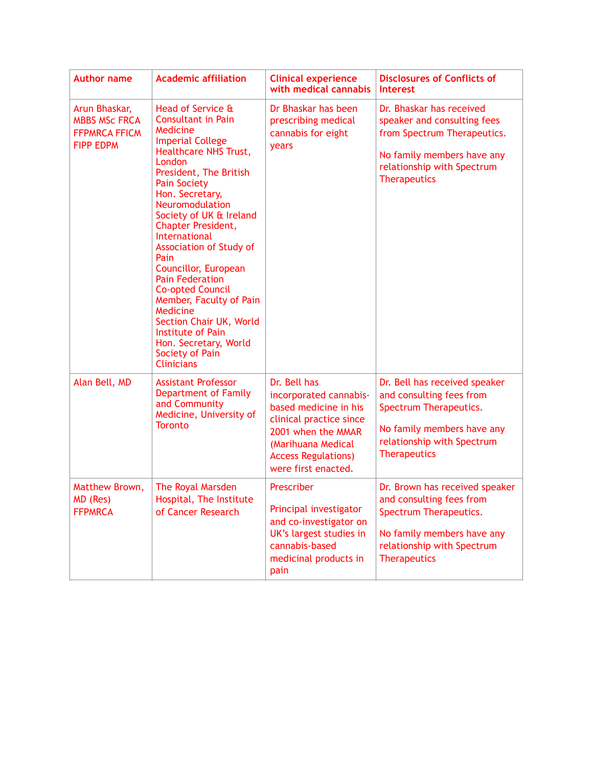| Author name | Academic affiliation | Clinical experience with medical cannabis | Disclosures of Conflicts of Interest |
| --- | --- | --- | --- |
| Arun Bhaskar, MBBS MSc FRCA FFPMRCA FFICM FIPP EDPM | Head of Service & Consultant in Pain Medicine Imperial College Healthcare NHS Trust, London<br>President, The British Pain Society<br>Hon. Secretary, Neuromodulation Society of UK & Ireland Chapter President, International Association of Study of Pain<br>Councillor, European Pain Federation<br>Co-opted Council Member, Faculty of Pain Medicine<br>Section Chair UK, World Institute of Pain<br>Hon. Secretary, World Society of Pain Clinicians | Dr Bhaskar has been prescribing medical cannabis for eight years | Dr. Bhaskar has received speaker and consulting fees from Spectrum Therapeutics.<br><br>No family members have any relationship with Spectrum Therapeutics |
| Alan Bell, MD | Assistant Professor Department of Family and Community Medicine, University of Toronto | Dr. Bell has incorporated cannabis-based medicine in his clinical practice since 2001 when the MMAR (Marihuana Medical Access Regulations) were first enacted. | Dr. Bell has received speaker and consulting fees from Spectrum Therapeutics.<br><br>No family members have any relationship with Spectrum Therapeutics |
| Matthew Brown, MD (Res) FFPMRCA | The Royal Marsden Hospital, The Institute of Cancer Research | Prescriber<br><br>Principal investigator and co-investigator on UK's largest studies in cannabis-based medicinal products in pain | Dr. Brown has received speaker and consulting fees from Spectrum Therapeutics.<br><br>No family members have any relationship with Spectrum Therapeutics |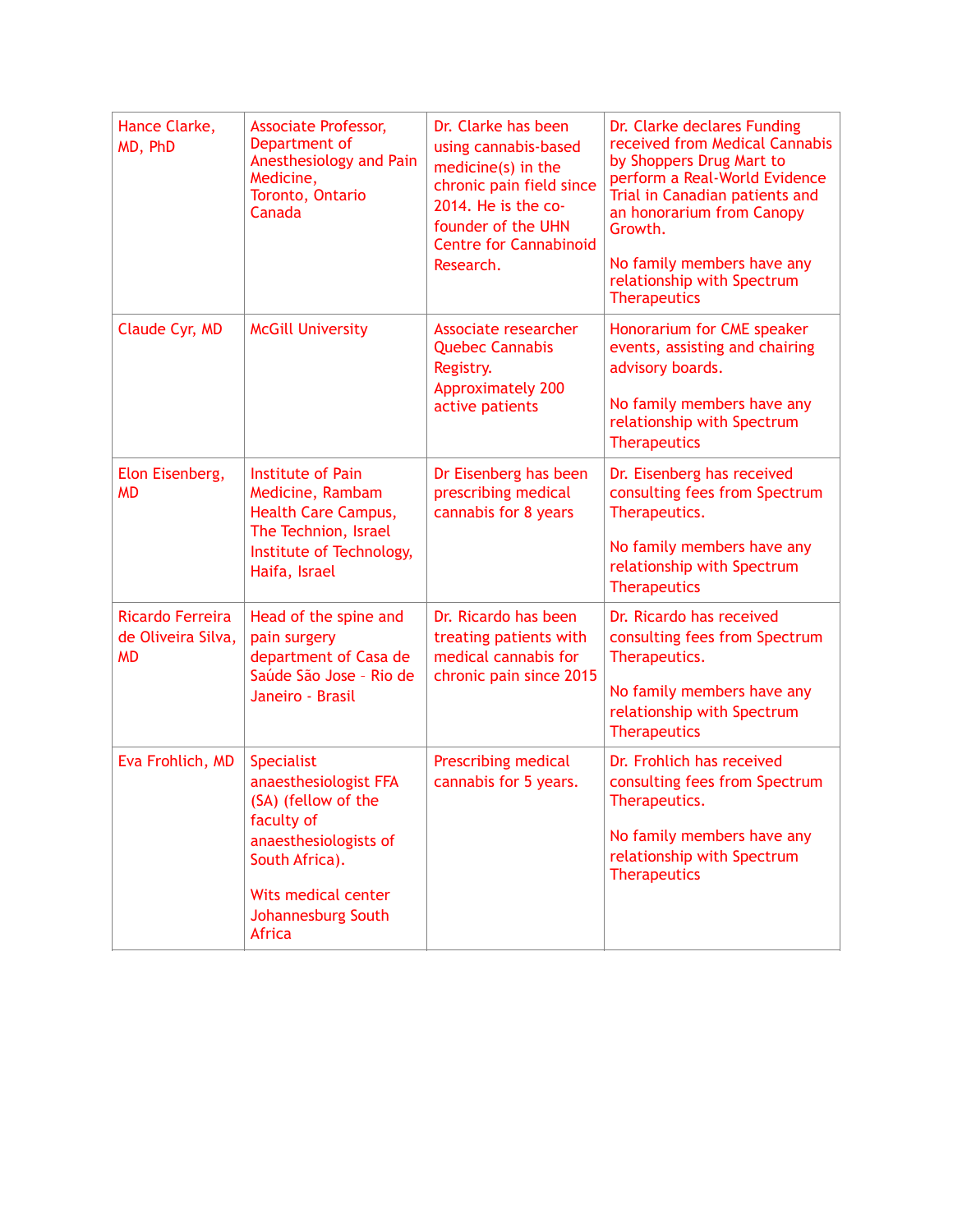| Hance Clarke, MD, PhD | Associate Professor, Department of Anesthesiology and Pain Medicine, Toronto, Ontario Canada | Dr. Clarke has been using cannabis-based medicine(s) in the chronic pain field since 2014. He is the co-founder of the UHN Centre for Cannabinoid Research. | Dr. Clarke declares Funding received from Medical Cannabis by Shoppers Drug Mart to perform a Real-World Evidence Trial in Canadian patients and an honorarium from Canopy Growth.<br><br>No family members have any relationship with Spectrum Therapeutics |
|---|---|---|---|
| Claude Cyr, MD | McGill University | Associate researcher Quebec Cannabis Registry. Approximately 200 active patients | Honorarium for CME speaker events, assisting and chairing advisory boards.<br><br>No family members have any relationship with Spectrum Therapeutics |
| Elon Eisenberg, MD | Institute of Pain Medicine, Rambam Health Care Campus, The Technion, Israel Institute of Technology, Haifa, Israel | Dr Eisenberg has been prescribing medical cannabis for 8 years | Dr. Eisenberg has received consulting fees from Spectrum Therapeutics.<br><br>No family members have any relationship with Spectrum Therapeutics |
| Ricardo Ferreira de Oliveira Silva, MD | Head of the spine and pain surgery department of Casa de Saúde São Jose – Rio de Janeiro - Brasil | Dr. Ricardo has been treating patients with medical cannabis for chronic pain since 2015 | Dr. Ricardo has received consulting fees from Spectrum Therapeutics.<br><br>No family members have any relationship with Spectrum Therapeutics |
| Eva Frohlich, MD | Specialist anaesthesiologist FFA (SA) (fellow of the faculty of anaesthesiologists of South Africa).<br><br>Wits medical center Johannesburg South Africa | Prescribing medical cannabis for 5 years. | Dr. Frohlich has received consulting fees from Spectrum Therapeutics.<br><br>No family members have any relationship with Spectrum Therapeutics |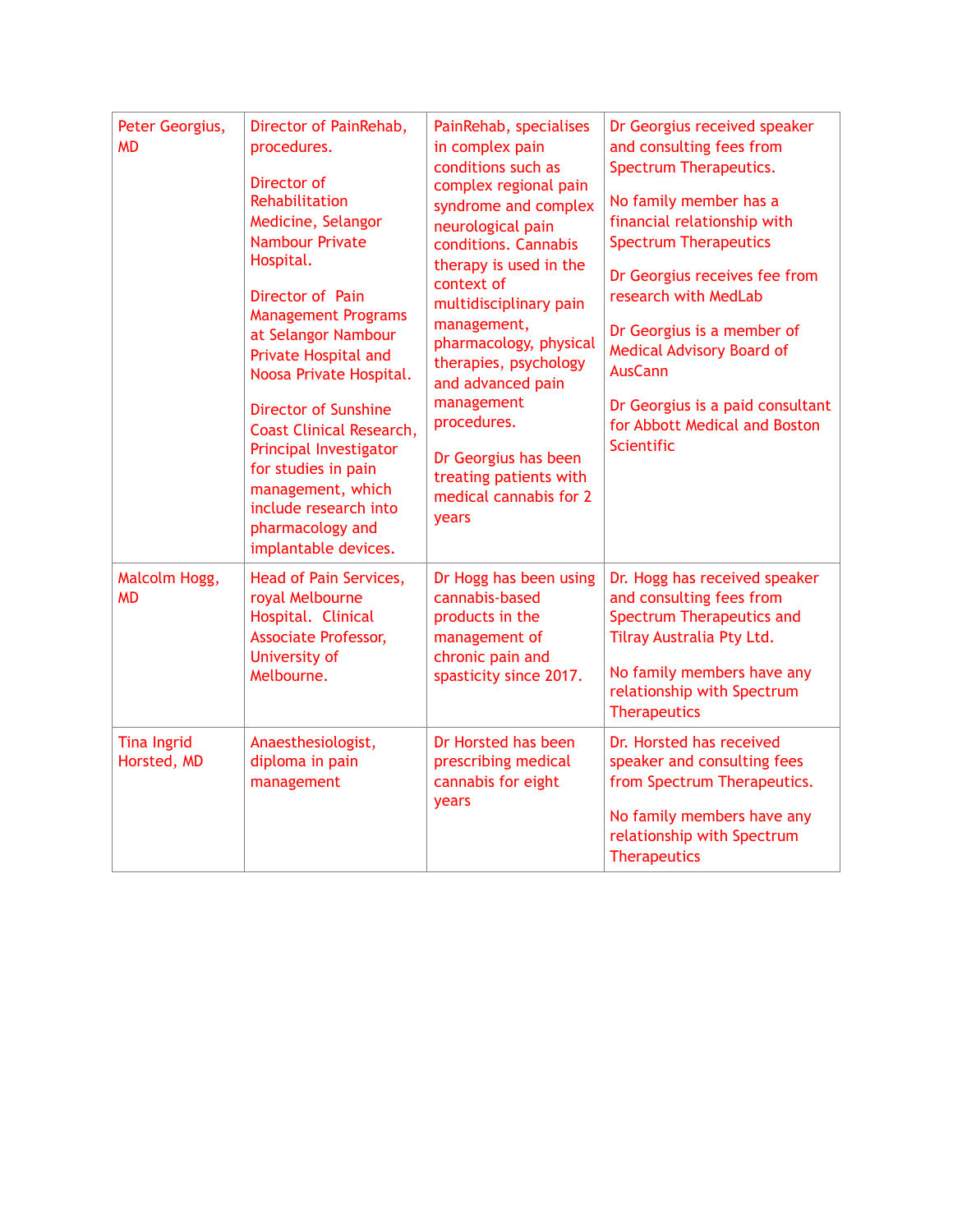| | | | |
|---|---|---|---|
| Peter Georgius, MD | Director of PainRehab, procedures.<br><br>Director of Rehabilitation Medicine, Selangor Nambour Private Hospital.<br><br>Director of Pain Management Programs at Selangor Nambour Private Hospital and Noosa Private Hospital.<br><br>Director of Sunshine Coast Clinical Research, Principal Investigator for studies in pain management, which include research into pharmacology and implantable devices. | PainRehab, specialises in complex pain conditions such as complex regional pain syndrome and complex neurological pain conditions. Cannabis therapy is used in the context of multidisciplinary pain management, pharmacology, physical therapies, psychology and advanced pain management procedures.<br><br>Dr Georgius has been treating patients with medical cannabis for 2 years | Dr Georgius received speaker and consulting fees from Spectrum Therapeutics.<br><br>No family member has a financial relationship with Spectrum Therapeutics<br><br>Dr Georgius receives fee from research with MedLab<br><br>Dr Georgius is a member of Medical Advisory Board of AusCann<br><br>Dr Georgius is a paid consultant for Abbott Medical and Boston Scientific |
| Malcolm Hogg, MD | Head of Pain Services, royal Melbourne Hospital. Clinical Associate Professor, University of Melbourne. | Dr Hogg has been using cannabis-based products in the management of chronic pain and spasticity since 2017. | Dr. Hogg has received speaker and consulting fees from Spectrum Therapeutics and Tilray Australia Pty Ltd.<br><br>No family members have any relationship with Spectrum Therapeutics |
| Tina Ingrid Horsted, MD | Anaesthesiologist, diploma in pain management | Dr Horsted has been prescribing medical cannabis for eight years | Dr. Horsted has received speaker and consulting fees from Spectrum Therapeutics.<br><br>No family members have any relationship with Spectrum Therapeutics |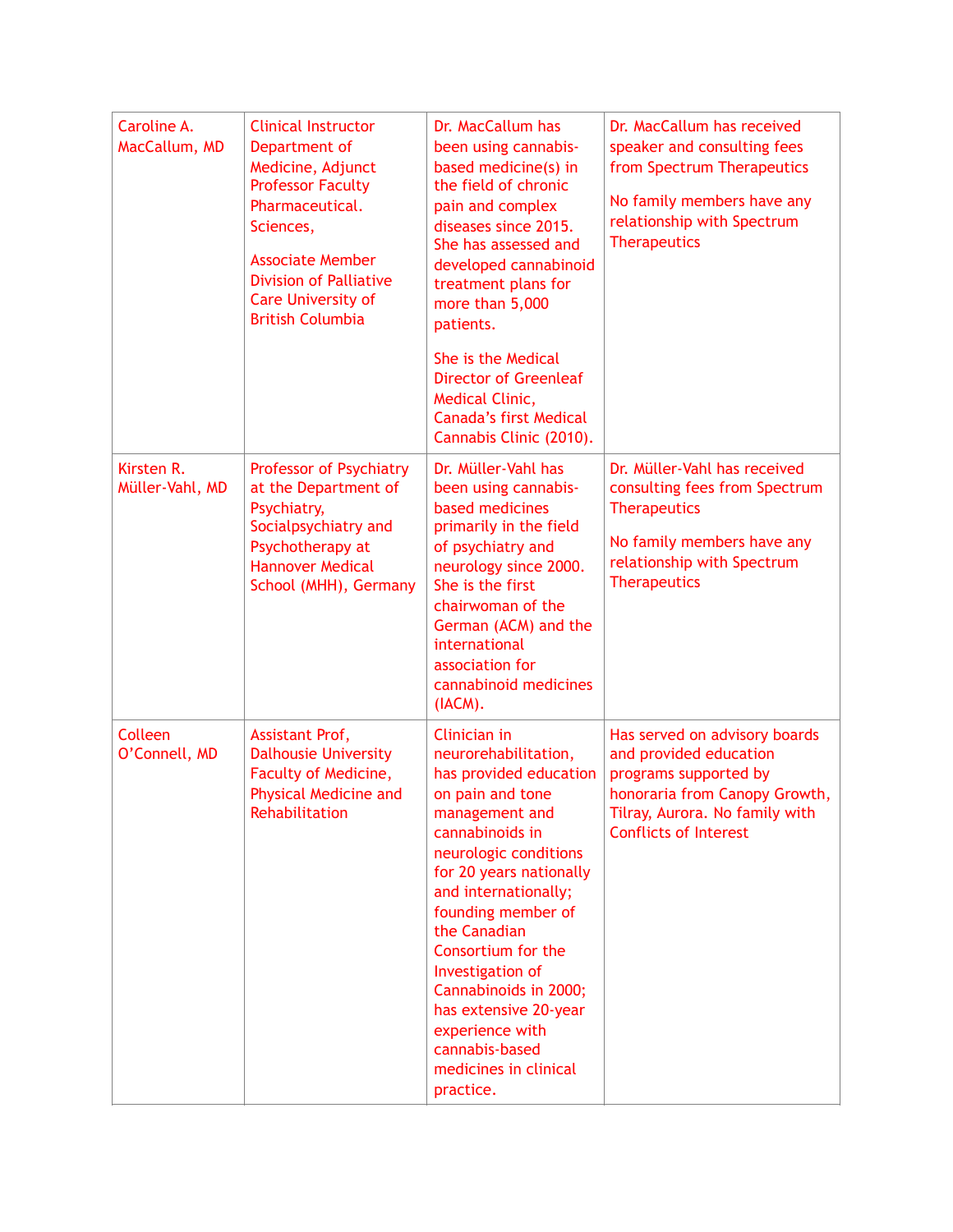| Caroline A. MacCallum, MD | Clinical Instructor Department of Medicine, Adjunct Professor Faculty Pharmaceutical. Sciences,<br><br>Associate Member Division of Palliative Care University of British Columbia | Dr. MacCallum has been using cannabis-based medicine(s) in the field of chronic pain and complex diseases since 2015. She has assessed and developed cannabinoid treatment plans for more than 5,000 patients.<br><br>She is the Medical Director of Greenleaf Medical Clinic, Canada's first Medical Cannabis Clinic (2010). | Dr. MacCallum has received speaker and consulting fees from Spectrum Therapeutics<br><br>No family members have any relationship with Spectrum Therapeutics |
|---|---|---|---|
| Kirsten R. Müller-Vahl, MD | Professor of Psychiatry at the Department of Psychiatry, Socialpsychiatry and Psychotherapy at Hannover Medical School (MHH), Germany | Dr. Müller-Vahl has been using cannabis-based medicines primarily in the field of psychiatry and neurology since 2000. She is the first chairwoman of the German (ACM) and the international association for cannabinoid medicines (IACM). | Dr. Müller-Vahl has received consulting fees from Spectrum Therapeutics<br><br>No family members have any relationship with Spectrum Therapeutics |
| Colleen O'Connell, MD | Assistant Prof, Dalhousie University Faculty of Medicine, Physical Medicine and Rehabilitation | Clinician in neurorehabilitation, has provided education on pain and tone management and cannabinoids in neurologic conditions for 20 years nationally and internationally; founding member of the Canadian Consortium for the Investigation of Cannabinoids in 2000; has extensive 20-year experience with cannabis-based medicines in clinical practice. | Has served on advisory boards and provided education programs supported by honoraria from Canopy Growth, Tilray, Aurora. No family with Conflicts of Interest |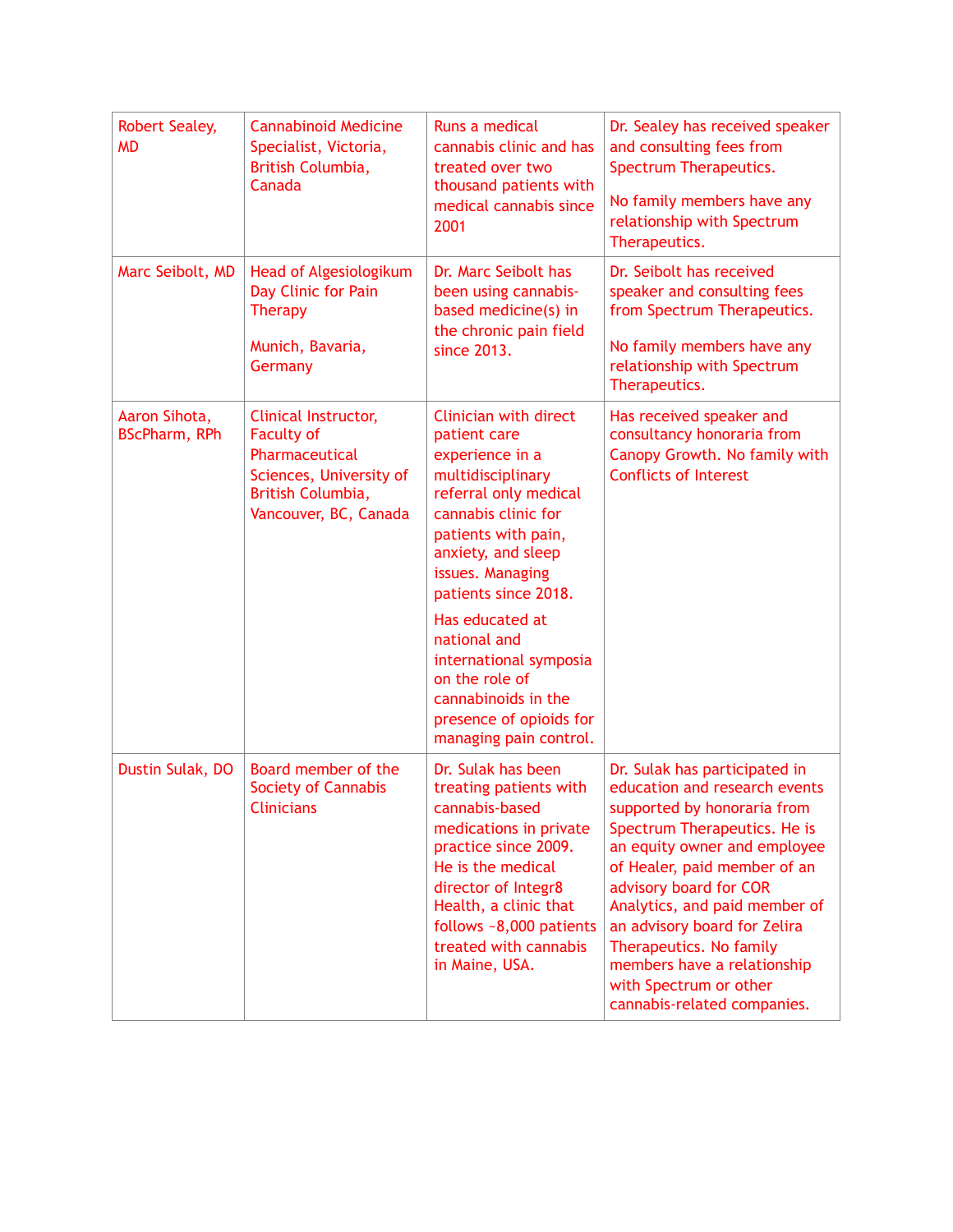| Robert Sealey, MD | Cannabinoid Medicine Specialist, Victoria, British Columbia, Canada | Runs a medical cannabis clinic and has treated over two thousand patients with medical cannabis since 2001 | Dr. Sealey has received speaker and consulting fees from Spectrum Therapeutics.<br><br>No family members have any relationship with Spectrum Therapeutics. |
|---|---|---|---|
| Marc Seibolt, MD | Head of Algesiologikum Day Clinic for Pain Therapy<br><br>Munich, Bavaria, Germany | Dr. Marc Seibolt has been using cannabis-based medicine(s) in the chronic pain field since 2013. | Dr. Seibolt has received speaker and consulting fees from Spectrum Therapeutics.<br><br>No family members have any relationship with Spectrum Therapeutics. |
| Aaron Sihota, BScPharm, RPh | Clinical Instructor, Faculty of Pharmaceutical Sciences, University of British Columbia, Vancouver, BC, Canada | Clinician with direct patient care experience in a multidisciplinary referral only medical cannabis clinic for patients with pain, anxiety, and sleep issues. Managing patients since 2018.<br><br>Has educated at national and international symposia on the role of cannabinoids in the presence of opioids for managing pain control. | Has received speaker and consultancy honoraria from Canopy Growth. No family with Conflicts of Interest |
| Dustin Sulak, DO | Board member of the Society of Cannabis Clinicians | Dr. Sulak has been treating patients with cannabis-based medications in private practice since 2009. He is the medical director of Integr8 Health, a clinic that follows ~8,000 patients treated with cannabis in Maine, USA. | Dr. Sulak has participated in education and research events supported by honoraria from Spectrum Therapeutics. He is an equity owner and employee of Healer, paid member of an advisory board for COR Analytics, and paid member of an advisory board for Zelira Therapeutics. No family members have a relationship with Spectrum or other cannabis-related companies. |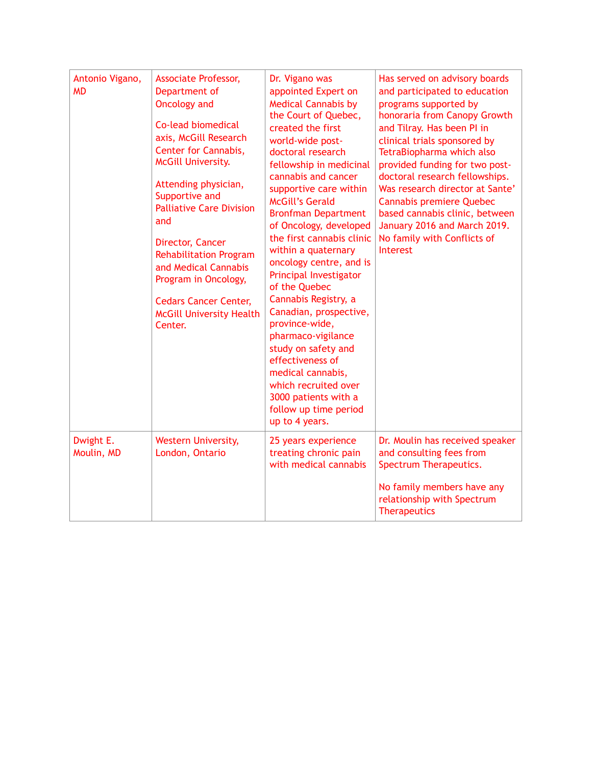| | | | |
|---|---|---|---|
| Antonio Vigano, MD | Associate Professor, Department of Oncology and<br><br>Co-lead biomedical axis, McGill Research Center for Cannabis, McGill University.<br><br>Attending physician, Supportive and Palliative Care Division and<br><br>Director, Cancer Rehabilitation Program and Medical Cannabis Program in Oncology,<br><br>Cedars Cancer Center, McGill University Health Center. | Dr. Vigano was appointed Expert on Medical Cannabis by the Court of Quebec, created the first world-wide post-doctoral research fellowship in medicinal cannabis and cancer supportive care within McGill's Gerald Bronfman Department of Oncology, developed the first cannabis clinic within a quaternary oncology centre, and is Principal Investigator of the Quebec Cannabis Registry, a Canadian, prospective, province-wide, pharmaco-vigilance study on safety and effectiveness of medical cannabis, which recruited over 3000 patients with a follow up time period up to 4 years. | Has served on advisory boards and participated to education programs supported by honoraria from Canopy Growth and Tilray. Has been PI in clinical trials sponsored by TetraBiopharma which also provided funding for two post-doctoral research fellowships. Was research director at Sante' Cannabis premiere Quebec based cannabis clinic, between January 2016 and March 2019. No family with Conflicts of Interest |
| Dwight E. Moulin, MD | Western University, London, Ontario | 25 years experience treating chronic pain with medical cannabis | Dr. Moulin has received speaker and consulting fees from Spectrum Therapeutics.<br><br>No family members have any relationship with Spectrum Therapeutics |